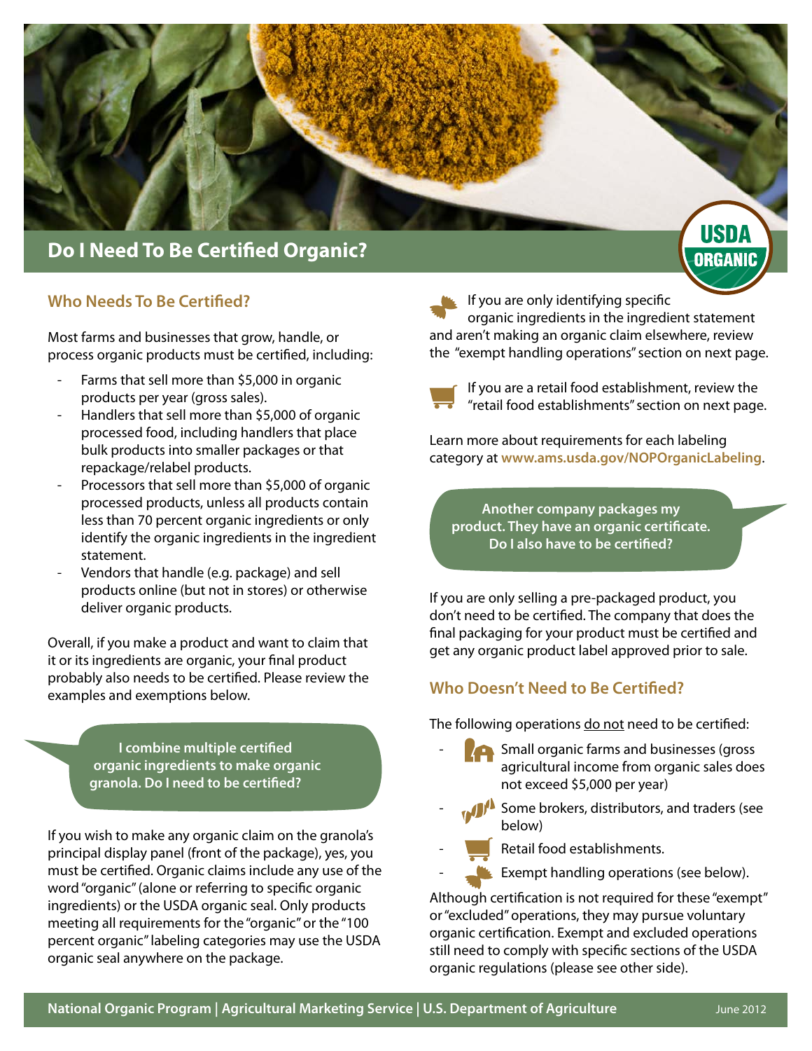# Do I Need To Be Certified Organic?

## Who Needs To Be Certified?

Most farms and businesses that grow, handle, or process organic products must be certified, including:

- Farms that sell more than $5,000 in organic products per year (gross sales).
- Handlers that sell more than $5,000 of organic processed food, including handlers that place bulk products into smaller packages or that repackage/relabel products.
- Processors that sell more than $5,000 of organic processed products, unless all products contain less than 70 percent organic ingredients or only identify the organic ingredients in the ingredient statement.
- Vendors that handle (e.g. package) and sell products online (but not in stores) or otherwise deliver organic products.

Overall, if you make a product and want to claim that it or its ingredients are organic, your final product probably also needs to be certified. Please review the examples and exemptions below.

**I combine multiple certified organic ingredients to make organic granola. Do I need to be certified?**

If you wish to make any organic claim on the granola's principal display panel (front of the package), yes, you must be certified. Organic claims include any use of the word "organic" (alone or referring to specific organic ingredients) or the USDA organic seal. Only products meeting all requirements for the "organic" or the "100 percent organic" labeling categories may use the USDA organic seal anywhere on the package.

If you are only identifying specific organic ingredients in the ingredient statement and aren't making an organic claim elsewhere, review the "exempt handling operations" section on next page.

If you are a retail food establishment, review the "retail food establishments" section on next page.

Learn more about requirements for each labeling category at **www.ams.usda.gov/NOPOrganicLabeling**.

**Another company packages my product. They have an organic certificate. Do I also have to be certified?**

If you are only selling a pre-packaged product, you don't need to be certified. The company that does the final packaging for your product must be certified and get any organic product label approved prior to sale.

## Who Doesn't Need to Be Certified?

The following operations do not need to be certified:

- Small organic farms and businesses (gross agricultural income from organic sales does not exceed $5,000 per year)
- Some brokers, distributors, and traders (see below)
- Retail food establishments.
- Exempt handling operations (see below).

Although certification is not required for these "exempt" or "excluded" operations, they may pursue voluntary organic certification. Exempt and excluded operations still need to comply with specific sections of the USDA organic regulations (please see other side).

National Organic Program | Agricultural Marketing Service | U.S. Department of Agriculture — June 2012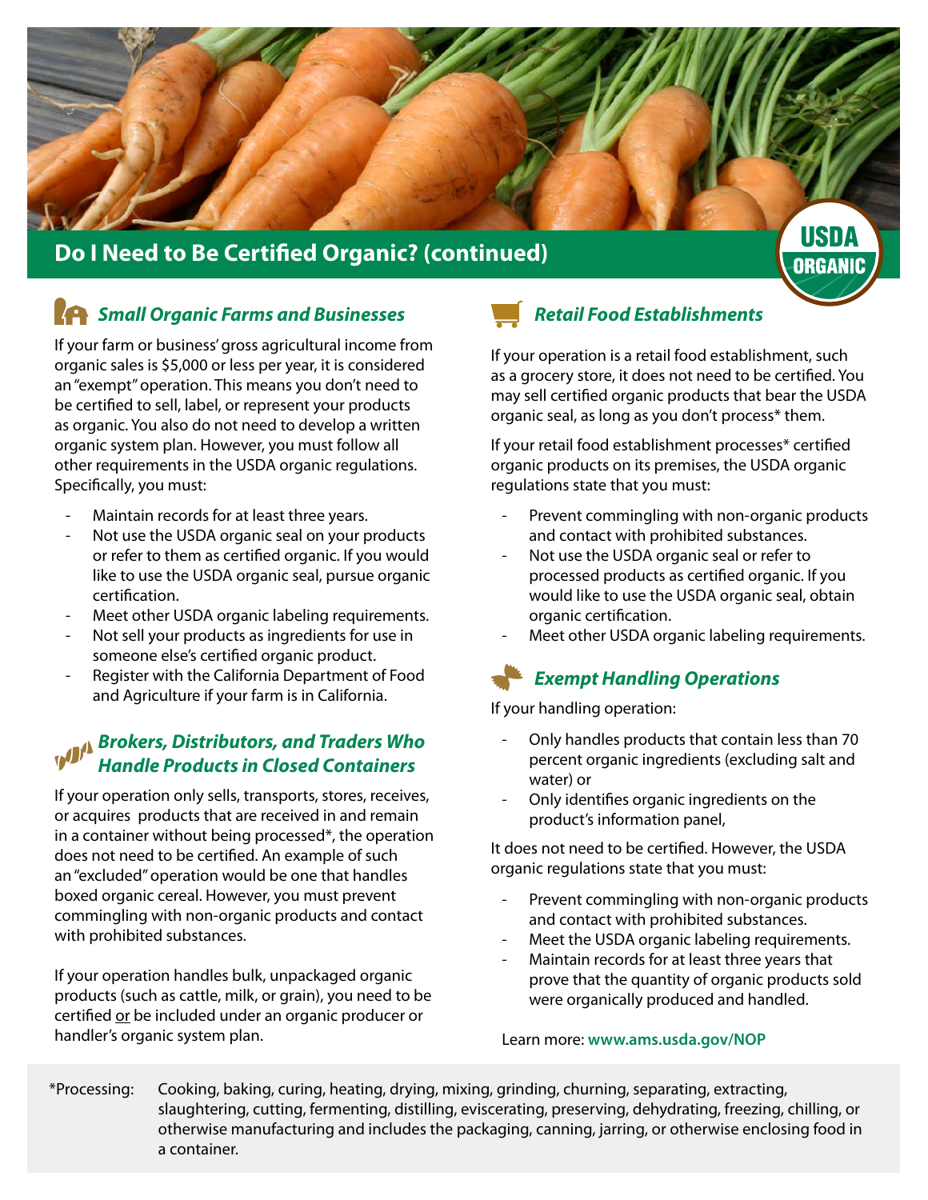# Do I Need to Be Certified Organic? (continued)

USDA ORGANIC

## *Small Organic Farms and Businesses*

If your farm or business' gross agricultural income from organic sales is $5,000 or less per year, it is considered an "exempt" operation. This means you don't need to be certified to sell, label, or represent your products as organic. You also do not need to develop a written organic system plan. However, you must follow all other requirements in the USDA organic regulations. Specifically, you must:

- Maintain records for at least three years.
- Not use the USDA organic seal on your products or refer to them as certified organic. If you would like to use the USDA organic seal, pursue organic certification.
- Meet other USDA organic labeling requirements.
- Not sell your products as ingredients for use in someone else's certified organic product.
- Register with the California Department of Food and Agriculture if your farm is in California.

## *Brokers, Distributors, and Traders Who Handle Products in Closed Containers*

If your operation only sells, transports, stores, receives, or acquires products that are received in and remain in a container without being processed*, the operation does not need to be certified. An example of such an "excluded" operation would be one that handles boxed organic cereal. However, you must prevent commingling with non-organic products and contact with prohibited substances.

If your operation handles bulk, unpackaged organic products (such as cattle, milk, or grain), you need to be certified <u>or</u> be included under an organic producer or handler's organic system plan.

## *Retail Food Establishments*

If your operation is a retail food establishment, such as a grocery store, it does not need to be certified. You may sell certified organic products that bear the USDA organic seal, as long as you don't process* them.

If your retail food establishment processes* certified organic products on its premises, the USDA organic regulations state that you must:

- Prevent commingling with non-organic products and contact with prohibited substances.
- Not use the USDA organic seal or refer to processed products as certified organic. If you would like to use the USDA organic seal, obtain organic certification.
- Meet other USDA organic labeling requirements.

## *Exempt Handling Operations*

If your handling operation:

- Only handles products that contain less than 70 percent organic ingredients (excluding salt and water) or
- Only identifies organic ingredients on the product's information panel,

It does not need to be certified. However, the USDA organic regulations state that you must:

- Prevent commingling with non-organic products and contact with prohibited substances.
- Meet the USDA organic labeling requirements.
- Maintain records for at least three years that prove that the quantity of organic products sold were organically produced and handled.

Learn more: **www.ams.usda.gov/NOP**

*Processing: Cooking, baking, curing, heating, drying, mixing, grinding, churning, separating, extracting, slaughtering, cutting, fermenting, distilling, eviscerating, preserving, dehydrating, freezing, chilling, or otherwise manufacturing and includes the packaging, canning, jarring, or otherwise enclosing food in a container.